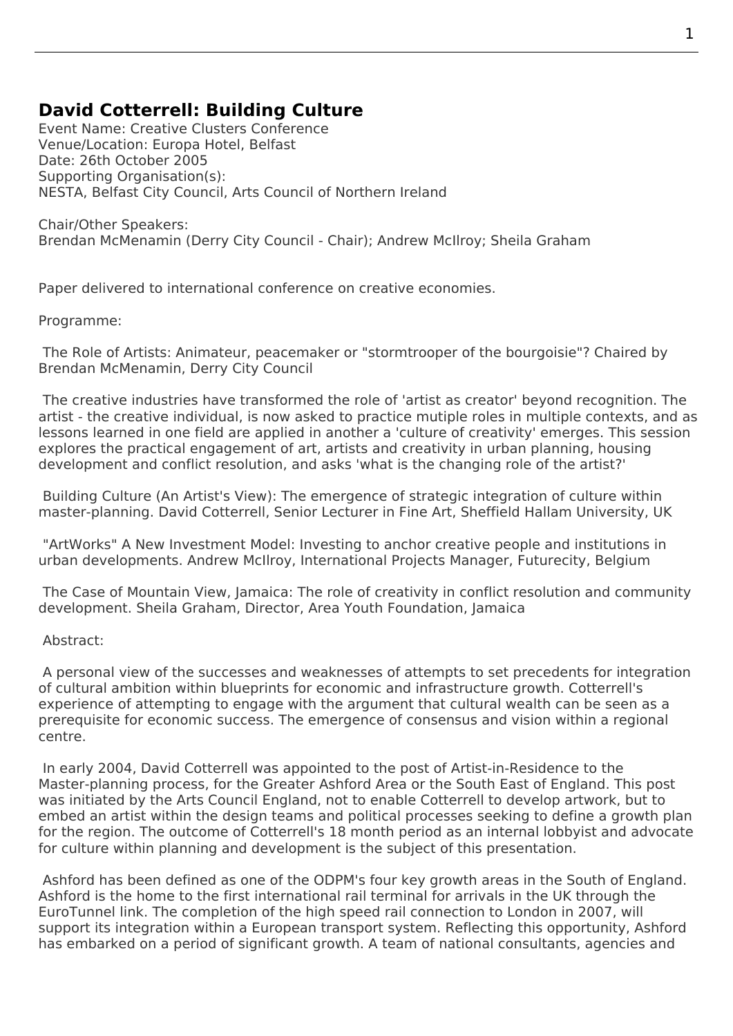## David Cotterrell: Building Culture

Event Name: Creative Clusters Conference
Venue/Location: Europa Hotel, Belfast
Date: 26th October 2005
Supporting Organisation(s):
NESTA, Belfast City Council, Arts Council of Northern Ireland

Chair/Other Speakers:
Brendan McMenamin (Derry City Council - Chair); Andrew McIlroy; Sheila Graham

Paper delivered to international conference on creative economies.

Programme:

The Role of Artists: Animateur, peacemaker or "stormtrooper of the bourgoisie"? Chaired by Brendan McMenamin, Derry City Council

The creative industries have transformed the role of 'artist as creator' beyond recognition. The artist - the creative individual, is now asked to practice mutiple roles in multiple contexts, and as lessons learned in one field are applied in another a 'culture of creativity' emerges. This session explores the practical engagement of art, artists and creativity in urban planning, housing development and conflict resolution, and asks 'what is the changing role of the artist?'

Building Culture (An Artist's View): The emergence of strategic integration of culture within master-planning. David Cotterrell, Senior Lecturer in Fine Art, Sheffield Hallam University, UK

"ArtWorks" A New Investment Model: Investing to anchor creative people and institutions in urban developments. Andrew McIlroy, International Projects Manager, Futurecity, Belgium

The Case of Mountain View, Jamaica: The role of creativity in conflict resolution and community development. Sheila Graham, Director, Area Youth Foundation, Jamaica

Abstract:

A personal view of the successes and weaknesses of attempts to set precedents for integration of cultural ambition within blueprints for economic and infrastructure growth. Cotterrell's experience of attempting to engage with the argument that cultural wealth can be seen as a prerequisite for economic success. The emergence of consensus and vision within a regional centre.

In early 2004, David Cotterrell was appointed to the post of Artist-in-Residence to the Master-planning process, for the Greater Ashford Area or the South East of England. This post was initiated by the Arts Council England, not to enable Cotterrell to develop artwork, but to embed an artist within the design teams and political processes seeking to define a growth plan for the region. The outcome of Cotterrell's 18 month period as an internal lobbyist and advocate for culture within planning and development is the subject of this presentation.

Ashford has been defined as one of the ODPM's four key growth areas in the South of England. Ashford is the home to the first international rail terminal for arrivals in the UK through the EuroTunnel link. The completion of the high speed rail connection to London in 2007, will support its integration within a European transport system. Reflecting this opportunity, Ashford has embarked on a period of significant growth. A team of national consultants, agencies and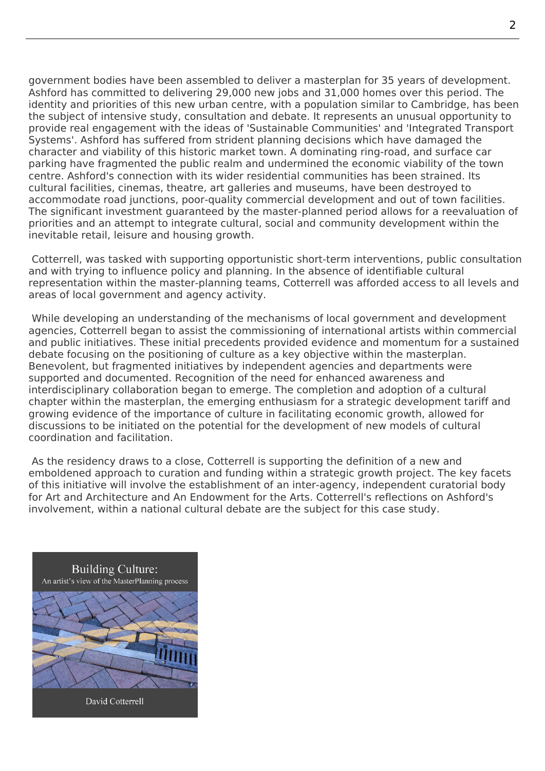government bodies have been assembled to deliver a masterplan for 35 years of development. Ashford has committed to delivering 29,000 new jobs and 31,000 homes over this period. The identity and priorities of this new urban centre, with a population similar to Cambridge, has been the subject of intensive study, consultation and debate. It represents an unusual opportunity to provide real engagement with the ideas of 'Sustainable Communities' and 'Integrated Transport Systems'. Ashford has suffered from strident planning decisions which have damaged the character and viability of this historic market town. A dominating ring-road, and surface car parking have fragmented the public realm and undermined the economic viability of the town centre. Ashford's connection with its wider residential communities has been strained. Its cultural facilities, cinemas, theatre, art galleries and museums, have been destroyed to accommodate road junctions, poor-quality commercial development and out of town facilities. The significant investment guaranteed by the master-planned period allows for a reevaluation of priorities and an attempt to integrate cultural, social and community development within the inevitable retail, leisure and housing growth.

Cotterrell, was tasked with supporting opportunistic short-term interventions, public consultation and with trying to influence policy and planning. In the absence of identifiable cultural representation within the master-planning teams, Cotterrell was afforded access to all levels and areas of local government and agency activity.

While developing an understanding of the mechanisms of local government and development agencies, Cotterrell began to assist the commissioning of international artists within commercial and public initiatives. These initial precedents provided evidence and momentum for a sustained debate focusing on the positioning of culture as a key objective within the masterplan. Benevolent, but fragmented initiatives by independent agencies and departments were supported and documented. Recognition of the need for enhanced awareness and interdisciplinary collaboration began to emerge. The completion and adoption of a cultural chapter within the masterplan, the emerging enthusiasm for a strategic development tariff and growing evidence of the importance of culture in facilitating economic growth, allowed for discussions to be initiated on the potential for the development of new models of cultural coordination and facilitation.

As the residency draws to a close, Cotterrell is supporting the definition of a new and emboldened approach to curation and funding within a strategic growth project. The key facets of this initiative will involve the establishment of an inter-agency, independent curatorial body for Art and Architecture and An Endowment for the Arts. Cotterrell's reflections on Ashford's involvement, within a national cultural debate are the subject for this case study.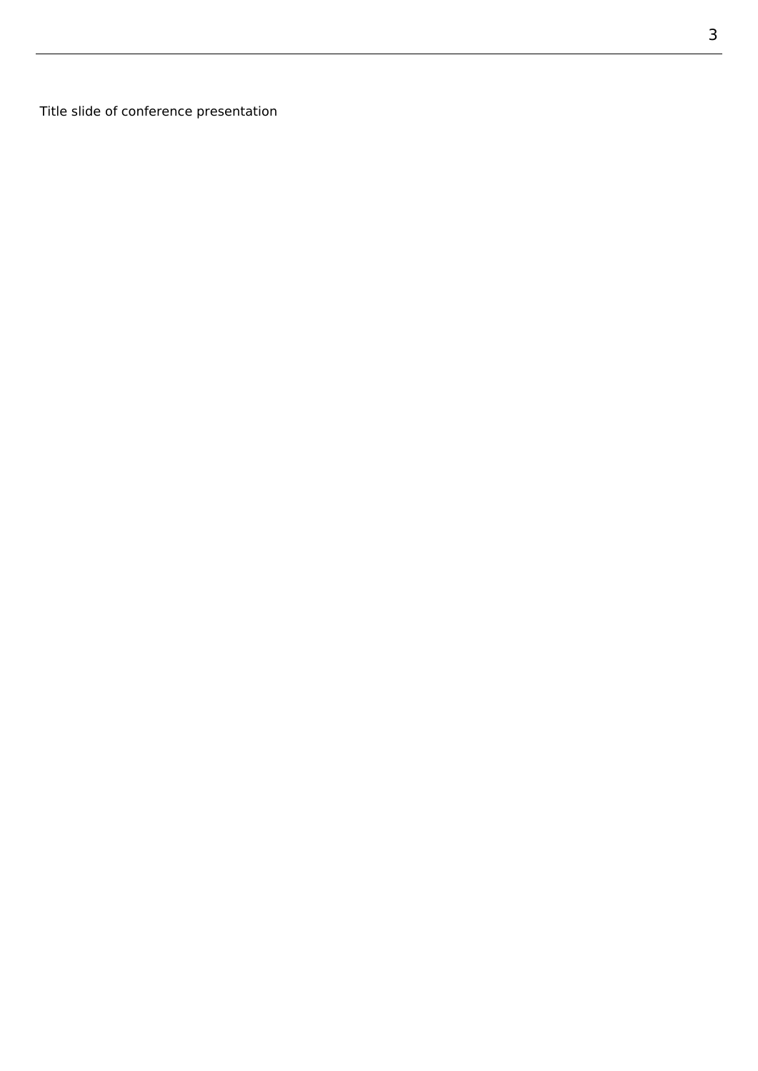Title slide of conference presentation